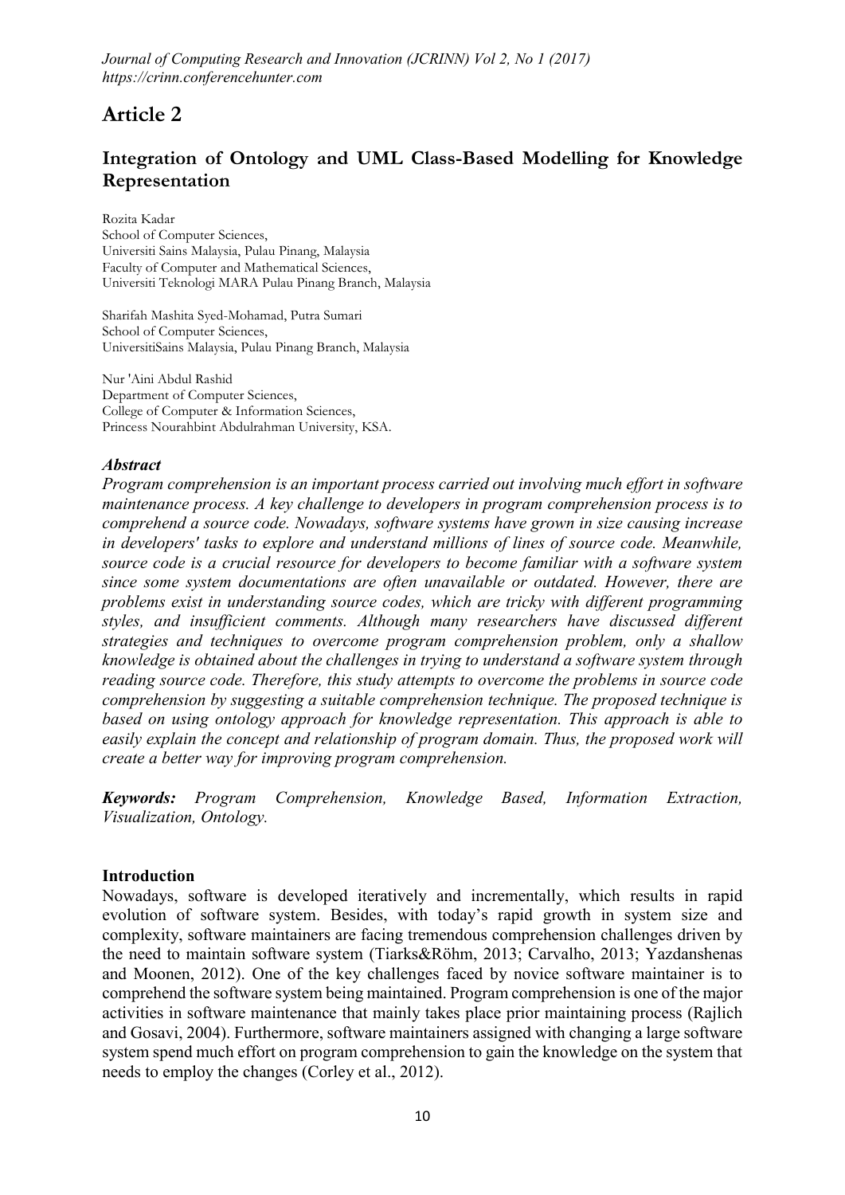# Article 2

## Integration of Ontology and UML Class-Based Modelling for Knowledge Representation

Rozita Kadar
School of Computer Sciences,
Universiti Sains Malaysia, Pulau Pinang, Malaysia
Faculty of Computer and Mathematical Sciences,
Universiti Teknologi MARA Pulau Pinang Branch, Malaysia

Sharifah Mashita Syed-Mohamad, Putra Sumari
School of Computer Sciences,
UniversitiSains Malaysia, Pulau Pinang Branch, Malaysia

Nur 'Aini Abdul Rashid
Department of Computer Sciences,
College of Computer & Information Sciences,
Princess Nourahbint Abdulrahman University, KSA.

### *Abstract*

*Program comprehension is an important process carried out involving much effort in software maintenance process. A key challenge to developers in program comprehension process is to comprehend a source code. Nowadays, software systems have grown in size causing increase in developers' tasks to explore and understand millions of lines of source code. Meanwhile, source code is a crucial resource for developers to become familiar with a software system since some system documentations are often unavailable or outdated. However, there are problems exist in understanding source codes, which are tricky with different programming styles, and insufficient comments. Although many researchers have discussed different strategies and techniques to overcome program comprehension problem, only a shallow knowledge is obtained about the challenges in trying to understand a software system through reading source code. Therefore, this study attempts to overcome the problems in source code comprehension by suggesting a suitable comprehension technique. The proposed technique is based on using ontology approach for knowledge representation. This approach is able to easily explain the concept and relationship of program domain. Thus, the proposed work will create a better way for improving program comprehension.*

***Keywords:*** *Program Comprehension, Knowledge Based, Information Extraction, Visualization, Ontology.*

### Introduction

Nowadays, software is developed iteratively and incrementally, which results in rapid evolution of software system. Besides, with today's rapid growth in system size and complexity, software maintainers are facing tremendous comprehension challenges driven by the need to maintain software system (Tiarks&Röhm, 2013; Carvalho, 2013; Yazdanshenas and Moonen, 2012). One of the key challenges faced by novice software maintainer is to comprehend the software system being maintained. Program comprehension is one of the major activities in software maintenance that mainly takes place prior maintaining process (Rajlich and Gosavi, 2004). Furthermore, software maintainers assigned with changing a large software system spend much effort on program comprehension to gain the knowledge on the system that needs to employ the changes (Corley et al., 2012).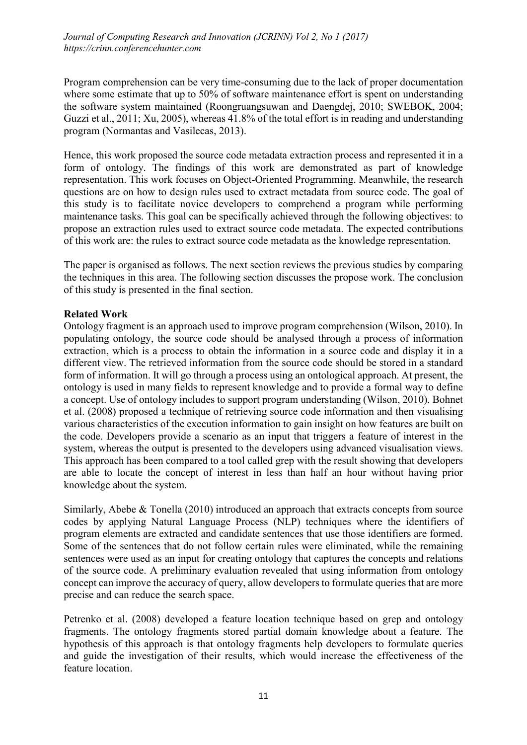Program comprehension can be very time-consuming due to the lack of proper documentation where some estimate that up to 50% of software maintenance effort is spent on understanding the software system maintained (Roongruangsuwan and Daengdej, 2010; SWEBOK, 2004; Guzzi et al., 2011; Xu, 2005), whereas 41.8% of the total effort is in reading and understanding program (Normantas and Vasilecas, 2013).

Hence, this work proposed the source code metadata extraction process and represented it in a form of ontology. The findings of this work are demonstrated as part of knowledge representation. This work focuses on Object-Oriented Programming. Meanwhile, the research questions are on how to design rules used to extract metadata from source code. The goal of this study is to facilitate novice developers to comprehend a program while performing maintenance tasks. This goal can be specifically achieved through the following objectives: to propose an extraction rules used to extract source code metadata. The expected contributions of this work are: the rules to extract source code metadata as the knowledge representation.

The paper is organised as follows. The next section reviews the previous studies by comparing the techniques in this area. The following section discusses the propose work. The conclusion of this study is presented in the final section.

## Related Work

Ontology fragment is an approach used to improve program comprehension (Wilson, 2010). In populating ontology, the source code should be analysed through a process of information extraction, which is a process to obtain the information in a source code and display it in a different view. The retrieved information from the source code should be stored in a standard form of information. It will go through a process using an ontological approach. At present, the ontology is used in many fields to represent knowledge and to provide a formal way to define a concept. Use of ontology includes to support program understanding (Wilson, 2010). Bohnet et al. (2008) proposed a technique of retrieving source code information and then visualising various characteristics of the execution information to gain insight on how features are built on the code. Developers provide a scenario as an input that triggers a feature of interest in the system, whereas the output is presented to the developers using advanced visualisation views. This approach has been compared to a tool called grep with the result showing that developers are able to locate the concept of interest in less than half an hour without having prior knowledge about the system.

Similarly, Abebe & Tonella (2010) introduced an approach that extracts concepts from source codes by applying Natural Language Process (NLP) techniques where the identifiers of program elements are extracted and candidate sentences that use those identifiers are formed. Some of the sentences that do not follow certain rules were eliminated, while the remaining sentences were used as an input for creating ontology that captures the concepts and relations of the source code. A preliminary evaluation revealed that using information from ontology concept can improve the accuracy of query, allow developers to formulate queries that are more precise and can reduce the search space.

Petrenko et al. (2008) developed a feature location technique based on grep and ontology fragments. The ontology fragments stored partial domain knowledge about a feature. The hypothesis of this approach is that ontology fragments help developers to formulate queries and guide the investigation of their results, which would increase the effectiveness of the feature location.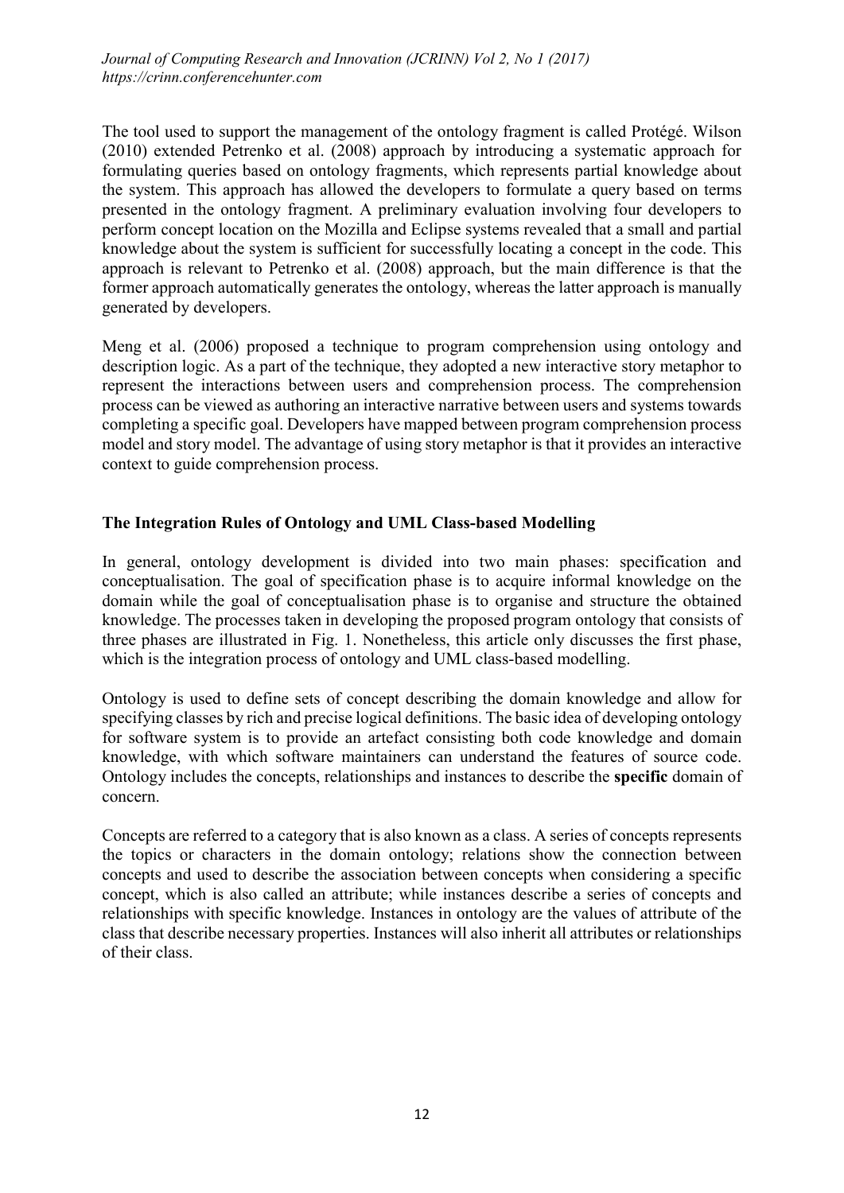The tool used to support the management of the ontology fragment is called Protégé. Wilson (2010) extended Petrenko et al. (2008) approach by introducing a systematic approach for formulating queries based on ontology fragments, which represents partial knowledge about the system. This approach has allowed the developers to formulate a query based on terms presented in the ontology fragment. A preliminary evaluation involving four developers to perform concept location on the Mozilla and Eclipse systems revealed that a small and partial knowledge about the system is sufficient for successfully locating a concept in the code. This approach is relevant to Petrenko et al. (2008) approach, but the main difference is that the former approach automatically generates the ontology, whereas the latter approach is manually generated by developers.

Meng et al. (2006) proposed a technique to program comprehension using ontology and description logic. As a part of the technique, they adopted a new interactive story metaphor to represent the interactions between users and comprehension process. The comprehension process can be viewed as authoring an interactive narrative between users and systems towards completing a specific goal. Developers have mapped between program comprehension process model and story model. The advantage of using story metaphor is that it provides an interactive context to guide comprehension process.

## The Integration Rules of Ontology and UML Class-based Modelling

In general, ontology development is divided into two main phases: specification and conceptualisation. The goal of specification phase is to acquire informal knowledge on the domain while the goal of conceptualisation phase is to organise and structure the obtained knowledge. The processes taken in developing the proposed program ontology that consists of three phases are illustrated in Fig. 1. Nonetheless, this article only discusses the first phase, which is the integration process of ontology and UML class-based modelling.

Ontology is used to define sets of concept describing the domain knowledge and allow for specifying classes by rich and precise logical definitions. The basic idea of developing ontology for software system is to provide an artefact consisting both code knowledge and domain knowledge, with which software maintainers can understand the features of source code. Ontology includes the concepts, relationships and instances to describe the **specific** domain of concern.

Concepts are referred to a category that is also known as a class. A series of concepts represents the topics or characters in the domain ontology; relations show the connection between concepts and used to describe the association between concepts when considering a specific concept, which is also called an attribute; while instances describe a series of concepts and relationships with specific knowledge. Instances in ontology are the values of attribute of the class that describe necessary properties. Instances will also inherit all attributes or relationships of their class.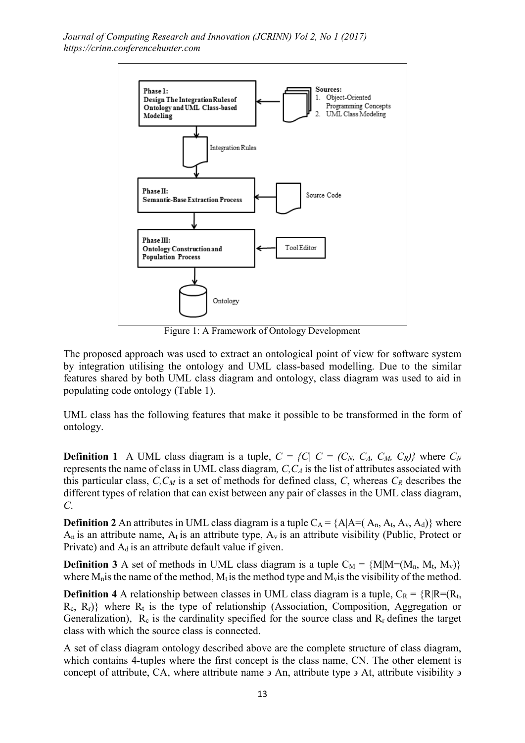Figure 1: A Framework of Ontology Development

The proposed approach was used to extract an ontological point of view for software system by integration utilising the ontology and UML class-based modelling. Due to the similar features shared by both UML class diagram and ontology, class diagram was used to aid in populating code ontology (Table 1).

UML class has the following features that make it possible to be transformed in the form of ontology.

**Definition 1** A UML class diagram is a tuple, $C = \{C| C = (C_N, C_A, C_M, C_R)\}$ where $C_N$ represents the name of class in UML class diagram, $C, C_A$ is the list of attributes associated with this particular class, $C, C_M$ is a set of methods for defined class, $C$, whereas $C_R$ describes the different types of relation that can exist between any pair of classes in the UML class diagram, $C$.

**Definition 2** An attributes in UML class diagram is a tuple $C_A = \{A|A=(A_n, A_t, A_v, A_d)\}$ where $A_n$ is an attribute name, $A_t$ is an attribute type, $A_v$ is an attribute visibility (Public, Protect or Private) and $A_d$ is an attribute default value if given.

**Definition 3** A set of methods in UML class diagram is a tuple $C_M = \{M|M=(M_n, M_t, M_v)\}$ where $M_n$ is the name of the method, $M_t$ is the method type and $M_v$ is the visibility of the method.

**Definition 4** A relationship between classes in UML class diagram is a tuple, $C_R = \{R|R=(R_t, R_c, R_r)\}$ where $R_t$ is the type of relationship (Association, Composition, Aggregation or Generalization), $R_c$ is the cardinality specified for the source class and $R_r$ defines the target class with which the source class is connected.

A set of class diagram ontology described above are the complete structure of class diagram, which contains 4-tuples where the first concept is the class name, CN. The other element is concept of attribute, CA, where attribute name $\ni$ An, attribute type $\ni$ At, attribute visibility $\ni$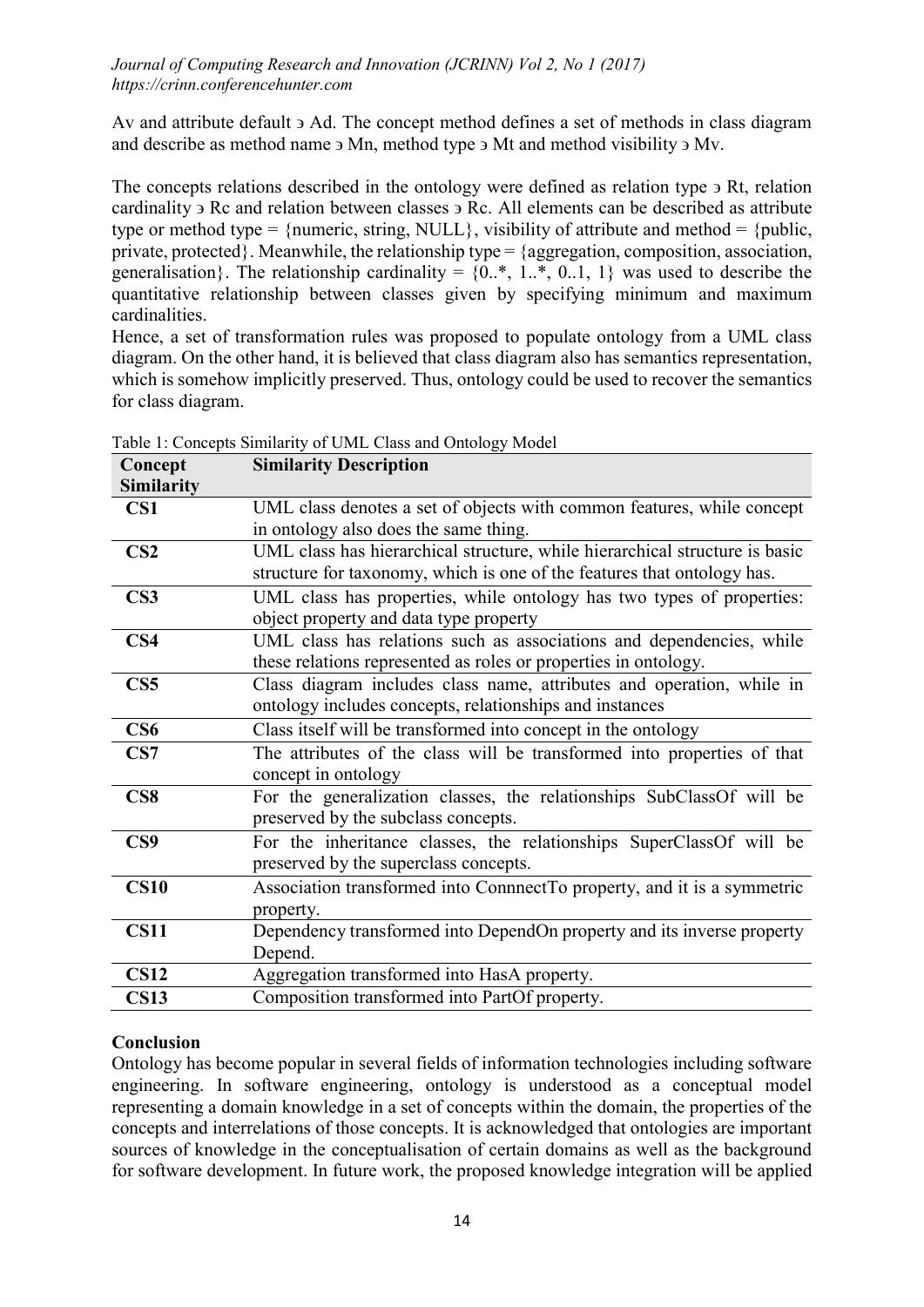Av and attribute default ϶ Ad. The concept method defines a set of methods in class diagram and describe as method name ϶ Mn, method type ϶ Mt and method visibility ϶ Mv.

The concepts relations described in the ontology were defined as relation type ϶ Rt, relation cardinality ϶ Rc and relation between classes ϶ Rc. All elements can be described as attribute type or method type = {numeric, string, NULL}, visibility of attribute and method = {public, private, protected}. Meanwhile, the relationship type = {aggregation, composition, association, generalisation}. The relationship cardinality = {0..*, 1..*, 0..1, 1} was used to describe the quantitative relationship between classes given by specifying minimum and maximum cardinalities.
Hence, a set of transformation rules was proposed to populate ontology from a UML class diagram. On the other hand, it is believed that class diagram also has semantics representation, which is somehow implicitly preserved. Thus, ontology could be used to recover the semantics for class diagram.

Table 1: Concepts Similarity of UML Class and Ontology Model

| Concept Similarity | Similarity Description |
|---|---|
| **CS1** | UML class denotes a set of objects with common features, while concept in ontology also does the same thing. |
| **CS2** | UML class has hierarchical structure, while hierarchical structure is basic structure for taxonomy, which is one of the features that ontology has. |
| **CS3** | UML class has properties, while ontology has two types of properties: object property and data type property |
| **CS4** | UML class has relations such as associations and dependencies, while these relations represented as roles or properties in ontology. |
| **CS5** | Class diagram includes class name, attributes and operation, while in ontology includes concepts, relationships and instances |
| **CS6** | Class itself will be transformed into concept in the ontology |
| **CS7** | The attributes of the class will be transformed into properties of that concept in ontology |
| **CS8** | For the generalization classes, the relationships SubClassOf will be preserved by the subclass concepts. |
| **CS9** | For the inheritance classes, the relationships SuperClassOf will be preserved by the superclass concepts. |
| **CS10** | Association transformed into ConnnectTo property, and it is a symmetric property. |
| **CS11** | Dependency transformed into DependOn property and its inverse property Depend. |
| **CS12** | Aggregation transformed into HasA property. |
| **CS13** | Composition transformed into PartOf property. |

## Conclusion

Ontology has become popular in several fields of information technologies including software engineering. In software engineering, ontology is understood as a conceptual model representing a domain knowledge in a set of concepts within the domain, the properties of the concepts and interrelations of those concepts. It is acknowledged that ontologies are important sources of knowledge in the conceptualisation of certain domains as well as the background for software development. In future work, the proposed knowledge integration will be applied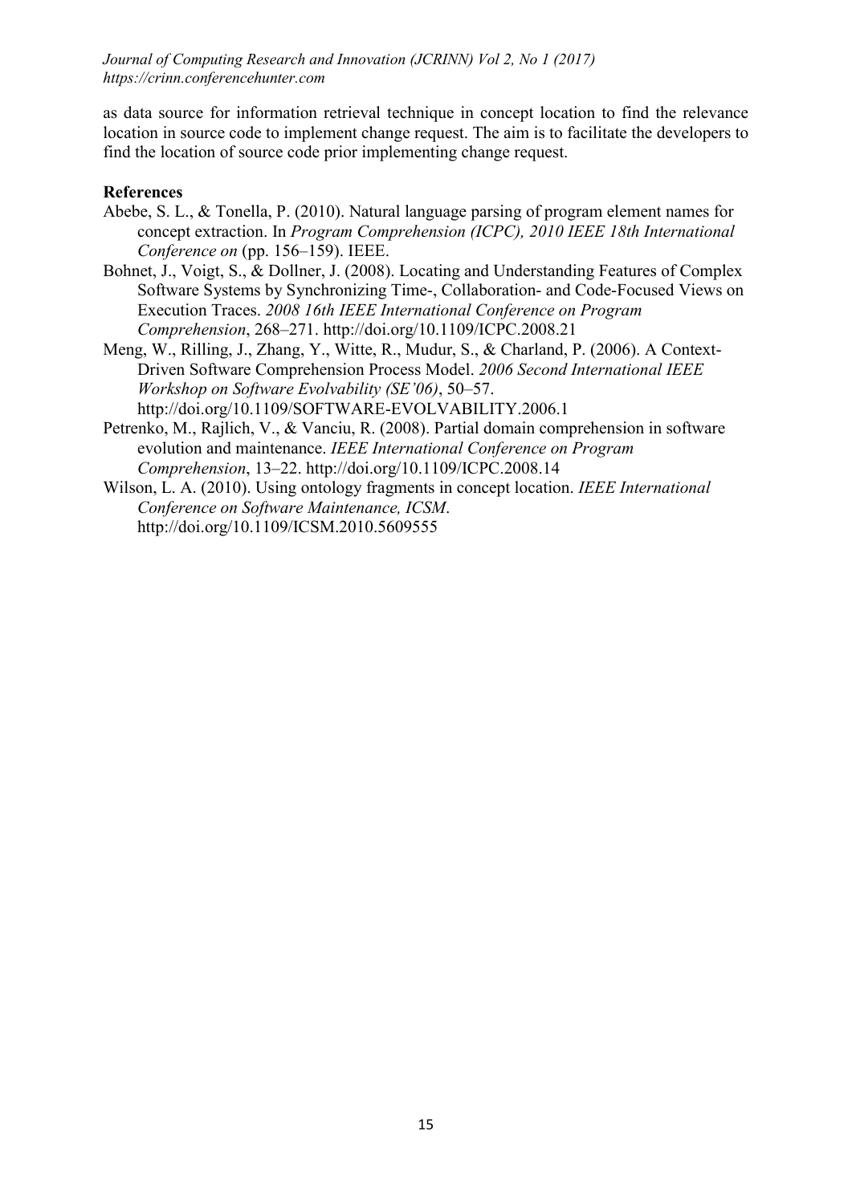as data source for information retrieval technique in concept location to find the relevance location in source code to implement change request. The aim is to facilitate the developers to find the location of source code prior implementing change request.

**References**

Abebe, S. L., & Tonella, P. (2010). Natural language parsing of program element names for concept extraction. In *Program Comprehension (ICPC), 2010 IEEE 18th International Conference on* (pp. 156–159). IEEE.

Bohnet, J., Voigt, S., & Dollner, J. (2008). Locating and Understanding Features of Complex Software Systems by Synchronizing Time-, Collaboration- and Code-Focused Views on Execution Traces. *2008 16th IEEE International Conference on Program Comprehension*, 268–271. http://doi.org/10.1109/ICPC.2008.21

Meng, W., Rilling, J., Zhang, Y., Witte, R., Mudur, S., & Charland, P. (2006). A Context-Driven Software Comprehension Process Model. *2006 Second International IEEE Workshop on Software Evolvability (SE'06)*, 50–57. http://doi.org/10.1109/SOFTWARE-EVOLVABILITY.2006.1

Petrenko, M., Rajlich, V., & Vanciu, R. (2008). Partial domain comprehension in software evolution and maintenance. *IEEE International Conference on Program Comprehension*, 13–22. http://doi.org/10.1109/ICPC.2008.14

Wilson, L. A. (2010). Using ontology fragments in concept location. *IEEE International Conference on Software Maintenance, ICSM*. http://doi.org/10.1109/ICSM.2010.5609555